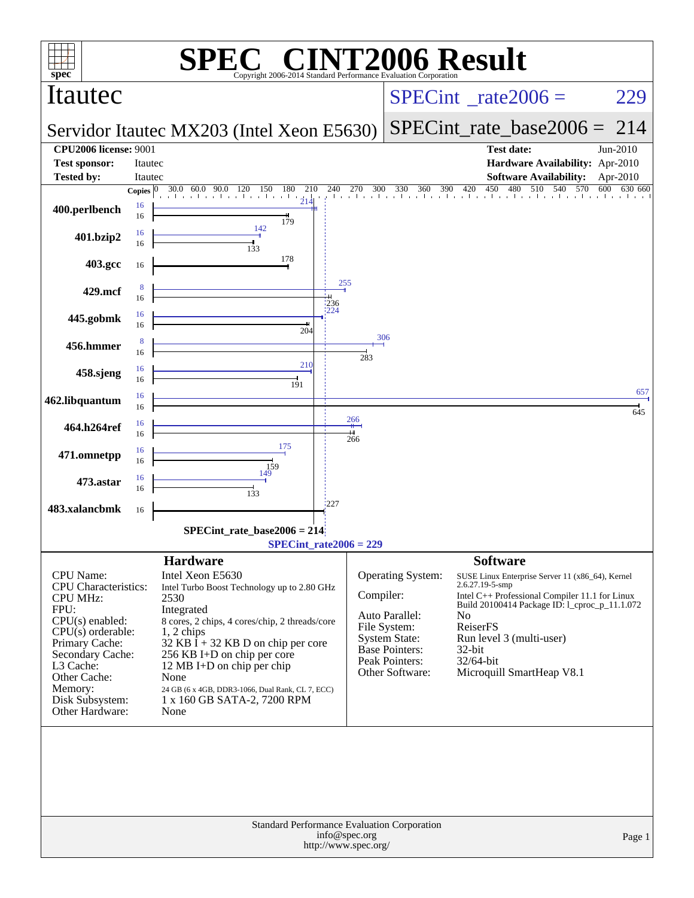# SPEC CINT2006 Result

Copyright 2006-2014 Standard Performance Evaluation Corporation

**Itautec**

**Servidor Itautec MX203 (Intel Xeon E5630)**

SPECint_rate2006 = 229

SPECint_rate_base2006 = 214

| | | | |
|---|---|---|---|
| **CPU2006 license:** 9001 | | **Test date:** | Jun-2010 |
| **Test sponsor:** | Itautec | **Hardware Availability:** | Apr-2010 |
| **Tested by:** | Itautec | **Software Availability:** | Apr-2010 |

| Benchmark | Copies (peak) | Peak | Copies (base) | Base |
|---|---|---|---|---|
| 400.perlbench | 16 | 214 | 16 | 179 |
| 401.bzip2 | 16 | 142 | 16 | 133 |
| 403.gcc | | | 16 | 178 |
| 429.mcf | 8 | 255 | 16 | 236 |
| 445.gobmk | 16 | 224 | 16 | 204 |
| 456.hmmer | 8 | 306 | 16 | 283 |
| 458.sjeng | 16 | 210 | 16 | 191 |
| 462.libquantum | 16 | 657 | 16 | 645 |
| 464.h264ref | 16 | 266 | 16 | 266 |
| 471.omnetpp | 16 | 175 | 16 | 159 |
| 473.astar | 16 | 149 | 16 | 133 |
| 483.xalancbmk | | | 16 | 227 |

SPECint_rate_base2006 = 214

SPECint_rate2006 = 229

## Hardware

| | |
|---|---|
| CPU Name: | Intel Xeon E5630 |
| CPU Characteristics: | Intel Turbo Boost Technology up to 2.80 GHz |
| CPU MHz: | 2530 |
| FPU: | Integrated |
| CPU(s) enabled: | 8 cores, 2 chips, 4 cores/chip, 2 threads/core |
| CPU(s) orderable: | 1, 2 chips |
| Primary Cache: | 32 KB I + 32 KB D on chip per core |
| Secondary Cache: | 256 KB I+D on chip per core |
| L3 Cache: | 12 MB I+D on chip per chip |
| Other Cache: | None |
| Memory: | 24 GB (6 x 4GB, DDR3-1066, Dual Rank, CL 7, ECC) |
| Disk Subsystem: | 1 x 160 GB SATA-2, 7200 RPM |
| Other Hardware: | None |

## Software

| | |
|---|---|
| Operating System: | SUSE Linux Enterprise Server 11 (x86_64), Kernel 2.6.27.19-5-smp |
| Compiler: | Intel C++ Professional Compiler 11.1 for Linux Build 20100414 Package ID: l_cproc_p_11.1.072 |
| Auto Parallel: | No |
| File System: | ReiserFS |
| System State: | Run level 3 (multi-user) |
| Base Pointers: | 32-bit |
| Peak Pointers: | 32/64-bit |
| Other Software: | Microquill SmartHeap V8.1 |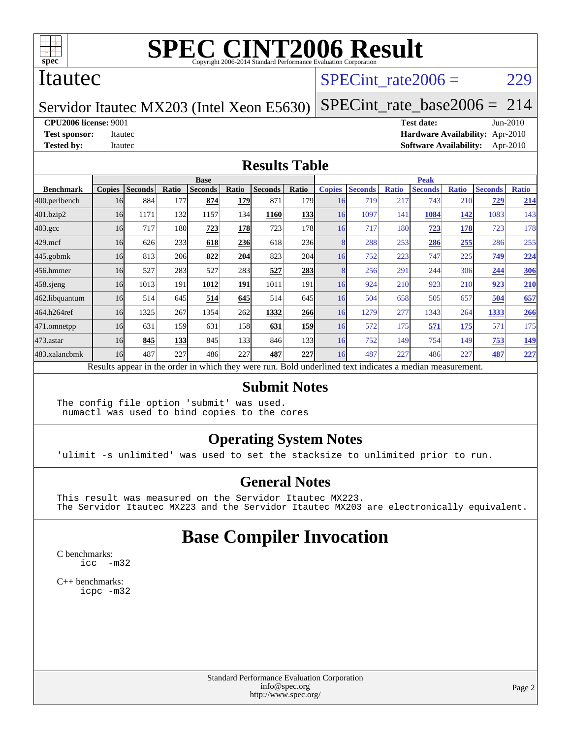# SPEC CINT2006 Result

Copyright 2006-2014 Standard Performance Evaluation Corporation

## Itautec

**Servidor Itautec MX203 (Intel Xeon E5630)**

SPECint_rate2006 = 229

SPECint_rate_base2006 = 214

**CPU2006 license:** 9001
**Test sponsor:** Itautec
**Tested by:** Itautec

**Test date:** Jun-2010
**Hardware Availability:** Apr-2010
**Software Availability:** Apr-2010

## Results Table

| Benchmark | Base | | | | | | | Peak | | | | | | |
|---|---|---|---|---|---|---|---|---|---|---|---|---|---|---|
| | Copies | Seconds | Ratio | Seconds | Ratio | Seconds | Ratio | Copies | Seconds | Ratio | Seconds | Ratio | Seconds | Ratio |
| 400.perlbench | 16 | 884 | 177 | **874** | **179** | 871 | 179 | 16 | 719 | 217 | 743 | 210 | **729** | **214** |
| 401.bzip2 | 16 | 1171 | 132 | 1157 | 134 | **1160** | **133** | 16 | 1097 | 141 | **1084** | **142** | 1083 | 143 |
| 403.gcc | 16 | 717 | 180 | **723** | **178** | 723 | 178 | 16 | 717 | 180 | **723** | **178** | 723 | 178 |
| 429.mcf | 16 | 626 | 233 | **618** | **236** | 618 | 236 | 8 | 288 | 253 | **286** | **255** | 286 | 255 |
| 445.gobmk | 16 | 813 | 206 | **822** | **204** | 823 | 204 | 16 | 752 | 223 | 747 | 225 | **749** | **224** |
| 456.hmmer | 16 | 527 | 283 | 527 | 283 | **527** | **283** | 8 | 256 | 291 | 244 | 306 | **244** | **306** |
| 458.sjeng | 16 | 1013 | 191 | **1012** | **191** | 1011 | 191 | 16 | 924 | 210 | 923 | 210 | **923** | **210** |
| 462.libquantum | 16 | 514 | 645 | **514** | **645** | 514 | 645 | 16 | 504 | 658 | 505 | 657 | **504** | **657** |
| 464.h264ref | 16 | 1325 | 267 | 1354 | 262 | **1332** | **266** | 16 | 1279 | 277 | 1343 | 264 | **1333** | **266** |
| 471.omnetpp | 16 | 631 | 159 | 631 | 158 | **631** | **159** | 16 | 572 | 175 | **571** | **175** | 571 | 175 |
| 473.astar | 16 | **845** | **133** | 845 | 133 | 846 | 133 | 16 | 752 | 149 | 754 | 149 | **753** | **149** |
| 483.xalancbmk | 16 | 487 | 227 | 486 | 227 | **487** | **227** | 16 | 487 | 227 | 486 | 227 | **487** | **227** |

Results appear in the order in which they were run. Bold underlined text indicates a median measurement.

## Submit Notes

```
The config file option 'submit' was used.
 numactl was used to bind copies to the cores
```

## Operating System Notes

```
'ulimit -s unlimited' was used to set the stacksize to unlimited prior to run.
```

## General Notes

```
This result was measured on the Servidor Itautec MX223.
The Servidor Itautec MX223 and the Servidor Itautec MX203 are electronically equivalent.
```

# Base Compiler Invocation

C benchmarks:
```
icc  -m32
```

C++ benchmarks:
```
icpc -m32
```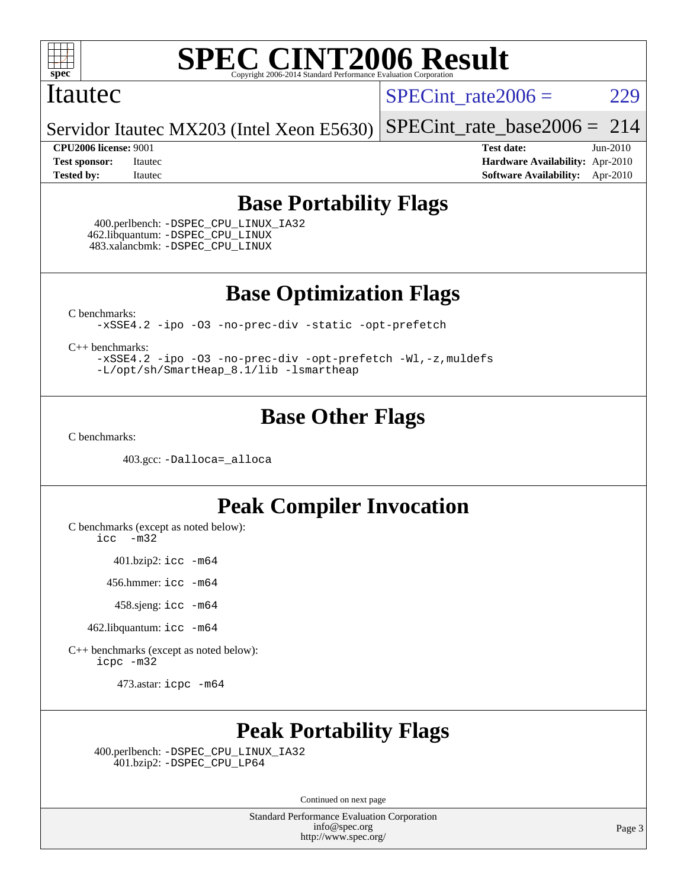# SPEC CINT2006 Result

Copyright 2006-2014 Standard Performance Evaluation Corporation

Itautec

Servidor Itautec MX203 (Intel Xeon E5630)

SPECint_rate2006 = 229

SPECint_rate_base2006 = 214

**CPU2006 license:** 9001
**Test sponsor:** Itautec
**Tested by:** Itautec

**Test date:** Jun-2010
**Hardware Availability:** Apr-2010
**Software Availability:** Apr-2010

## Base Portability Flags

400.perlbench: -DSPEC_CPU_LINUX_IA32
462.libquantum: -DSPEC_CPU_LINUX
483.xalancbmk: -DSPEC_CPU_LINUX

## Base Optimization Flags

C benchmarks:
-xSSE4.2 -ipo -O3 -no-prec-div -static -opt-prefetch

C++ benchmarks:
-xSSE4.2 -ipo -O3 -no-prec-div -opt-prefetch -Wl,-z,muldefs
-L/opt/sh/SmartHeap_8.1/lib -lsmartheap

## Base Other Flags

C benchmarks:

403.gcc: -Dalloca=_alloca

## Peak Compiler Invocation

C benchmarks (except as noted below):
icc -m32

401.bzip2: icc -m64

456.hmmer: icc -m64

458.sjeng: icc -m64

462.libquantum: icc -m64

C++ benchmarks (except as noted below):
icpc -m32

473.astar: icpc -m64

## Peak Portability Flags

400.perlbench: -DSPEC_CPU_LINUX_IA32
401.bzip2: -DSPEC_CPU_LP64

Continued on next page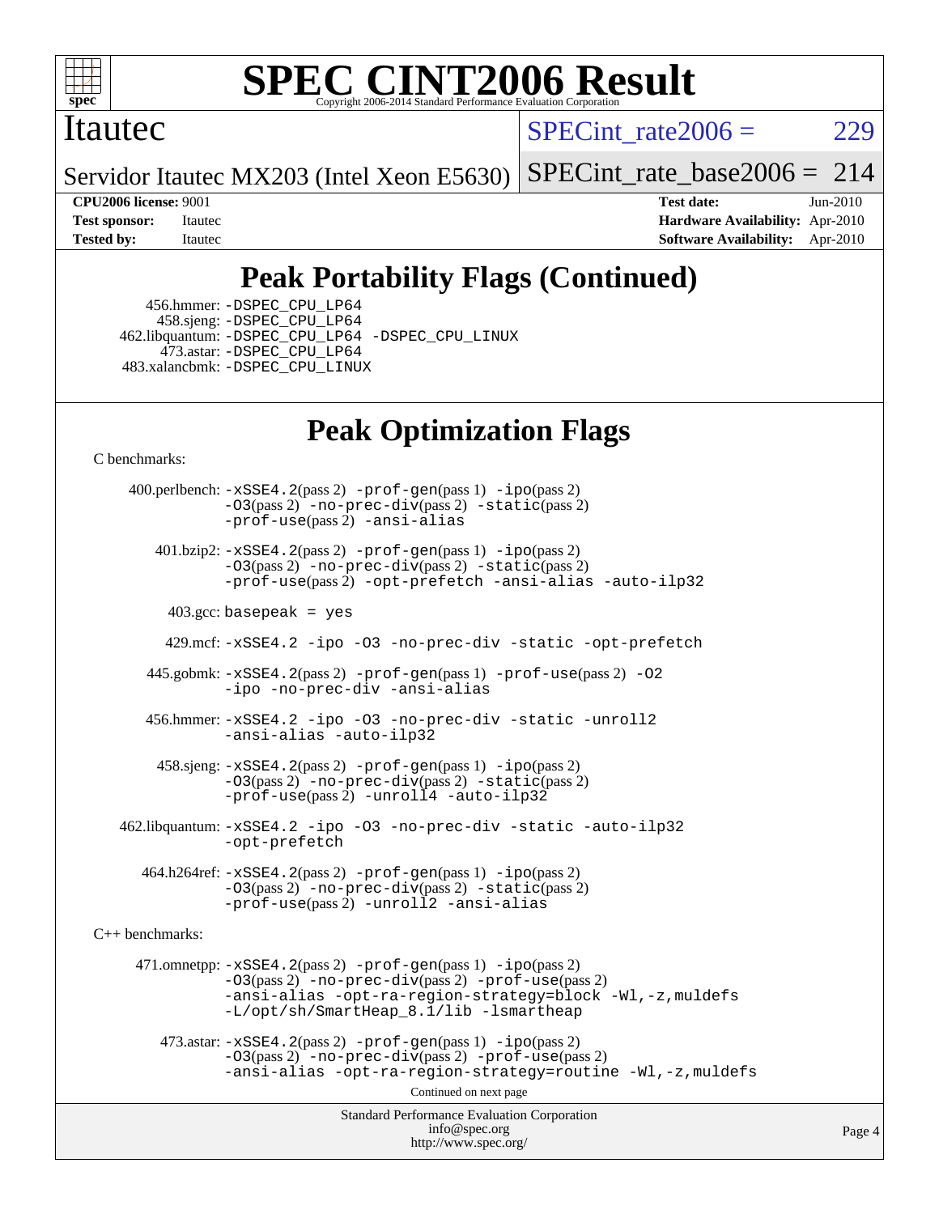# SPEC CINT2006 Result

Itautec

Servidor Itautec MX203 (Intel Xeon E5630)

SPECint_rate2006 = 229

SPECint_rate_base2006 = 214

**CPU2006 license:** 9001
**Test sponsor:** Itautec
**Tested by:** Itautec

**Test date:** Jun-2010
**Hardware Availability:** Apr-2010
**Software Availability:** Apr-2010

## Peak Portability Flags (Continued)

456.hmmer: -DSPEC_CPU_LP64
458.sjeng: -DSPEC_CPU_LP64
462.libquantum: -DSPEC_CPU_LP64 -DSPEC_CPU_LINUX
473.astar: -DSPEC_CPU_LP64
483.xalancbmk: -DSPEC_CPU_LINUX

## Peak Optimization Flags

C benchmarks:

400.perlbench: -xSSE4.2(pass 2) -prof-gen(pass 1) -ipo(pass 2) -O3(pass 2) -no-prec-div(pass 2) -static(pass 2) -prof-use(pass 2) -ansi-alias

401.bzip2: -xSSE4.2(pass 2) -prof-gen(pass 1) -ipo(pass 2) -O3(pass 2) -no-prec-div(pass 2) -static(pass 2) -prof-use(pass 2) -opt-prefetch -ansi-alias -auto-ilp32

403.gcc: basepeak = yes

429.mcf: -xSSE4.2 -ipo -O3 -no-prec-div -static -opt-prefetch

445.gobmk: -xSSE4.2(pass 2) -prof-gen(pass 1) -prof-use(pass 2) -O2 -ipo -no-prec-div -ansi-alias

456.hmmer: -xSSE4.2 -ipo -O3 -no-prec-div -static -unroll2 -ansi-alias -auto-ilp32

458.sjeng: -xSSE4.2(pass 2) -prof-gen(pass 1) -ipo(pass 2) -O3(pass 2) -no-prec-div(pass 2) -static(pass 2) -prof-use(pass 2) -unroll4 -auto-ilp32

462.libquantum: -xSSE4.2 -ipo -O3 -no-prec-div -static -auto-ilp32 -opt-prefetch

464.h264ref: -xSSE4.2(pass 2) -prof-gen(pass 1) -ipo(pass 2) -O3(pass 2) -no-prec-div(pass 2) -static(pass 2) -prof-use(pass 2) -unroll2 -ansi-alias

C++ benchmarks:

471.omnetpp: -xSSE4.2(pass 2) -prof-gen(pass 1) -ipo(pass 2) -O3(pass 2) -no-prec-div(pass 2) -prof-use(pass 2) -ansi-alias -opt-ra-region-strategy=block -Wl,-z,muldefs -L/opt/sh/SmartHeap_8.1/lib -lsmartheap

473.astar: -xSSE4.2(pass 2) -prof-gen(pass 1) -ipo(pass 2) -O3(pass 2) -no-prec-div(pass 2) -prof-use(pass 2) -ansi-alias -opt-ra-region-strategy=routine -Wl,-z,muldefs

Continued on next page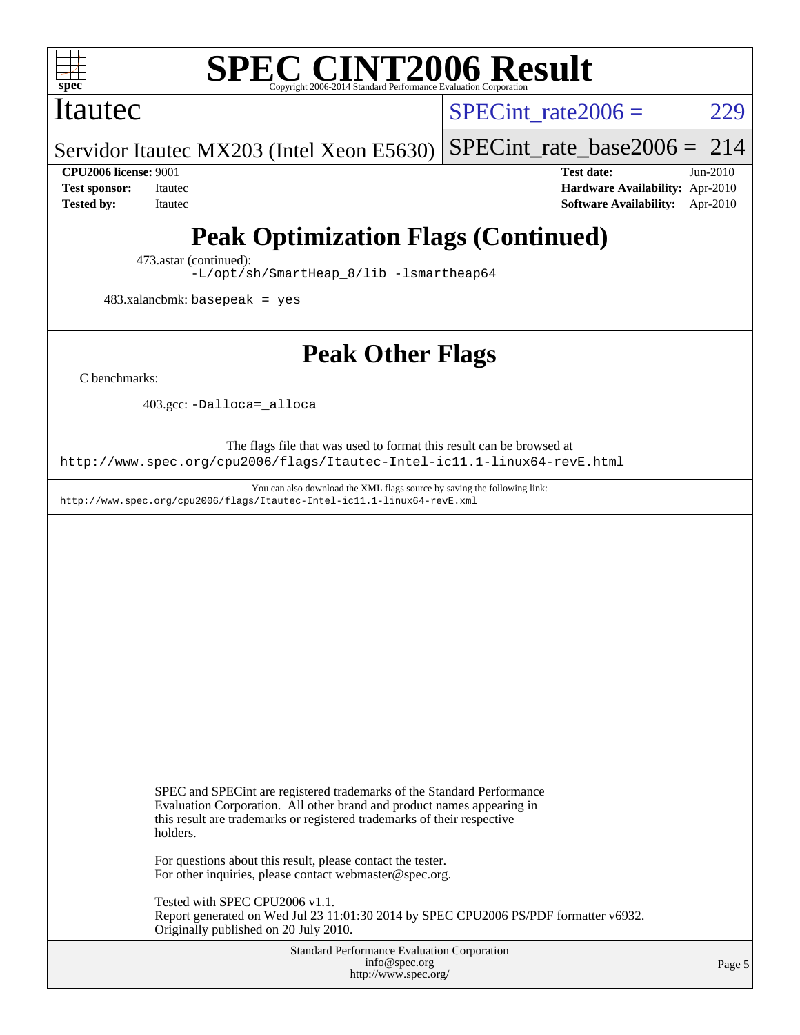# SPEC CINT2006 Result

Copyright 2006-2014 Standard Performance Evaluation Corporation

Itautec

Servidor Itautec MX203 (Intel Xeon E5630)

SPECint_rate2006 = 229

SPECint_rate_base2006 = 214

| | | | |
|---|---|---|---|
| **CPU2006 license:** 9001 | | **Test date:** | Jun-2010 |
| **Test sponsor:** | Itautec | **Hardware Availability:** | Apr-2010 |
| **Tested by:** | Itautec | **Software Availability:** | Apr-2010 |

## Peak Optimization Flags (Continued)

473.astar (continued):
`-L/opt/sh/SmartHeap_8/lib -lsmartheap64`

483.xalancbmk: `basepeak = yes`

## Peak Other Flags

C benchmarks:

403.gcc: `-Dalloca=_alloca`

The flags file that was used to format this result can be browsed at
http://www.spec.org/cpu2006/flags/Itautec-Intel-ic11.1-linux64-revE.html

You can also download the XML flags source by saving the following link:
http://www.spec.org/cpu2006/flags/Itautec-Intel-ic11.1-linux64-revE.xml

SPEC and SPECint are registered trademarks of the Standard Performance Evaluation Corporation. All other brand and product names appearing in this result are trademarks or registered trademarks of their respective holders.

For questions about this result, please contact the tester.
For other inquiries, please contact webmaster@spec.org.

Tested with SPEC CPU2006 v1.1.
Report generated on Wed Jul 23 11:01:30 2014 by SPEC CPU2006 PS/PDF formatter v6932.
Originally published on 20 July 2010.

Standard Performance Evaluation Corporation
info@spec.org
http://www.spec.org/